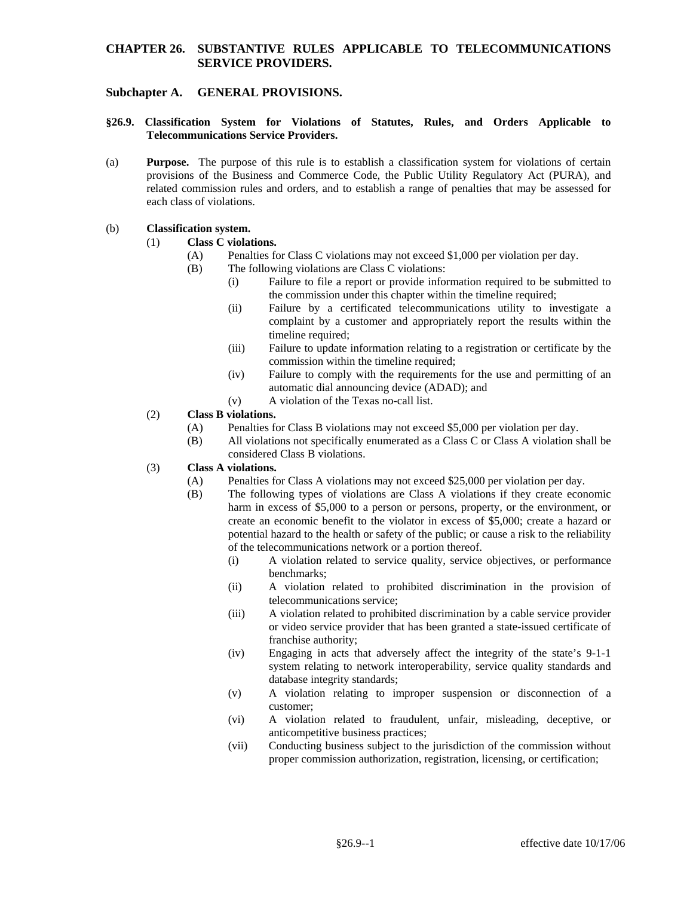# CHAPTER 26. SUBSTANTIVE RULES APPLICABLE TO TELECOMMUNICATIONS SERVICE PROVIDERS.

## Subchapter A. GENERAL PROVISIONS.

### §26.9. Classification System for Violations of Statutes, Rules, and Orders Applicable to Telecommunications Service Providers.

(a) **Purpose.** The purpose of this rule is to establish a classification system for violations of certain provisions of the Business and Commerce Code, the Public Utility Regulatory Act (PURA), and related commission rules and orders, and to establish a range of penalties that may be assessed for each class of violations.

(b) **Classification system.**

(1) **Class C violations.**

(A) Penalties for Class C violations may not exceed $1,000 per violation per day.

(B) The following violations are Class C violations:

(i) Failure to file a report or provide information required to be submitted to the commission under this chapter within the timeline required;

(ii) Failure by a certificated telecommunications utility to investigate a complaint by a customer and appropriately report the results within the timeline required;

(iii) Failure to update information relating to a registration or certificate by the commission within the timeline required;

(iv) Failure to comply with the requirements for the use and permitting of an automatic dial announcing device (ADAD); and

(v) A violation of the Texas no-call list.

(2) **Class B violations.**

(A) Penalties for Class B violations may not exceed $5,000 per violation per day.

(B) All violations not specifically enumerated as a Class C or Class A violation shall be considered Class B violations.

(3) **Class A violations.**

(A) Penalties for Class A violations may not exceed $25,000 per violation per day.

(B) The following types of violations are Class A violations if they create economic harm in excess of $5,000 to a person or persons, property, or the environment, or create an economic benefit to the violator in excess of $5,000; create a hazard or potential hazard to the health or safety of the public; or cause a risk to the reliability of the telecommunications network or a portion thereof.

(i) A violation related to service quality, service objectives, or performance benchmarks;

(ii) A violation related to prohibited discrimination in the provision of telecommunications service;

(iii) A violation related to prohibited discrimination by a cable service provider or video service provider that has been granted a state-issued certificate of franchise authority;

(iv) Engaging in acts that adversely affect the integrity of the state's 9-1-1 system relating to network interoperability, service quality standards and database integrity standards;

(v) A violation relating to improper suspension or disconnection of a customer;

(vi) A violation related to fraudulent, unfair, misleading, deceptive, or anticompetitive business practices;

(vii) Conducting business subject to the jurisdiction of the commission without proper commission authorization, registration, licensing, or certification;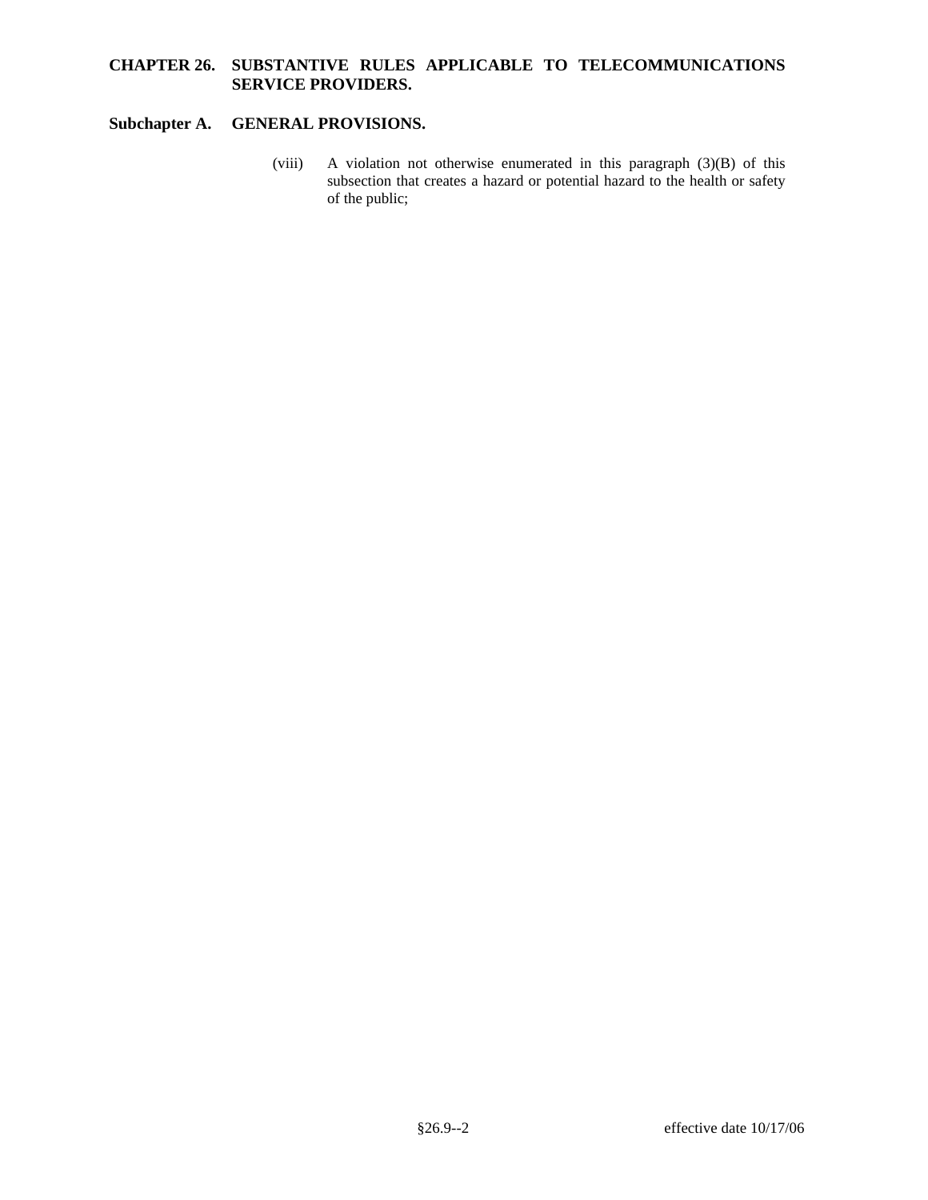(viii) A violation not otherwise enumerated in this paragraph (3)(B) of this subsection that creates a hazard or potential hazard to the health or safety of the public;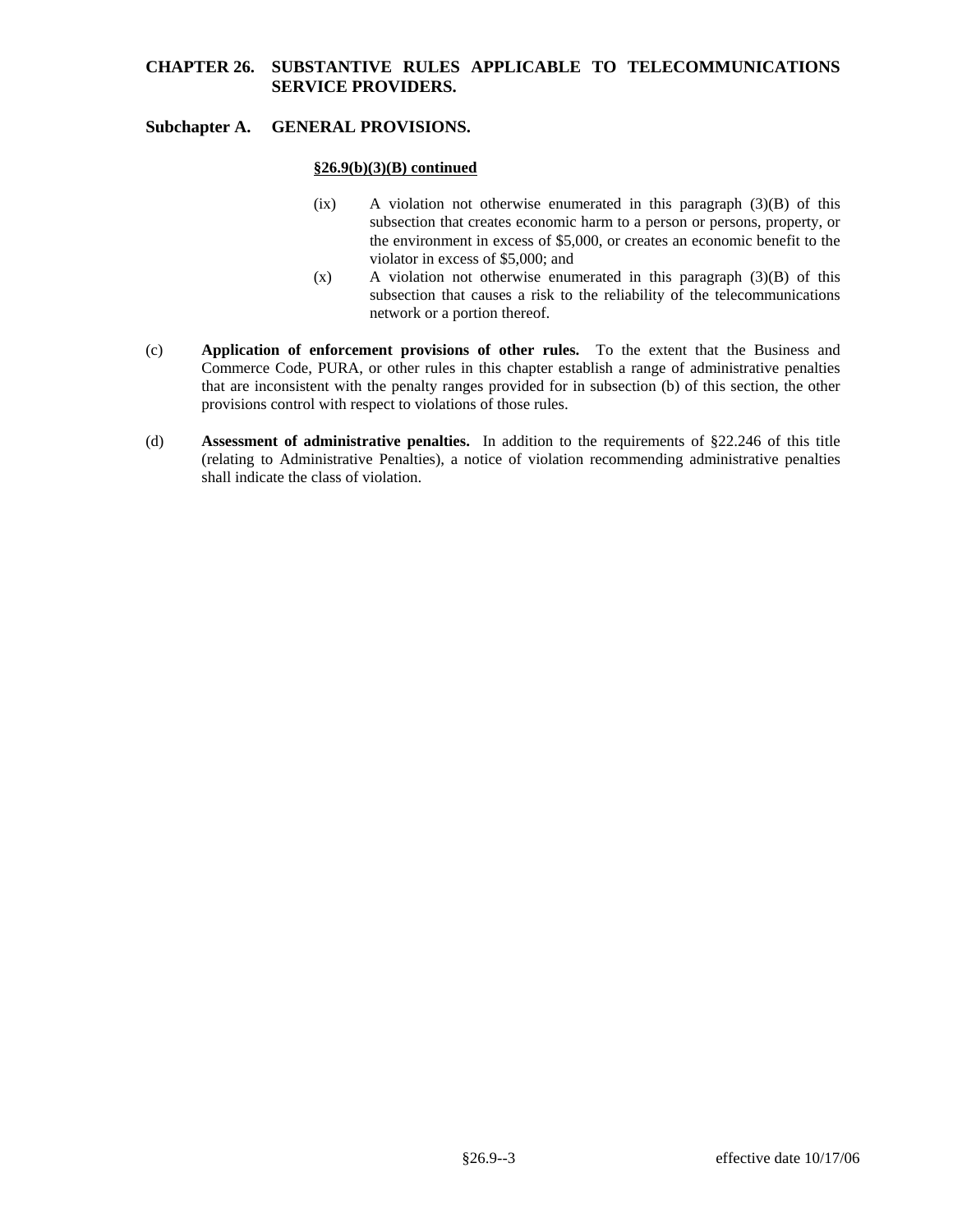**§26.9(b)(3)(B) continued**

(ix) A violation not otherwise enumerated in this paragraph (3)(B) of this subsection that creates economic harm to a person or persons, property, or the environment in excess of $5,000, or creates an economic benefit to the violator in excess of $5,000; and

(x) A violation not otherwise enumerated in this paragraph (3)(B) of this subsection that causes a risk to the reliability of the telecommunications network or a portion thereof.

(c) **Application of enforcement provisions of other rules.** To the extent that the Business and Commerce Code, PURA, or other rules in this chapter establish a range of administrative penalties that are inconsistent with the penalty ranges provided for in subsection (b) of this section, the other provisions control with respect to violations of those rules.

(d) **Assessment of administrative penalties.** In addition to the requirements of §22.246 of this title (relating to Administrative Penalties), a notice of violation recommending administrative penalties shall indicate the class of violation.